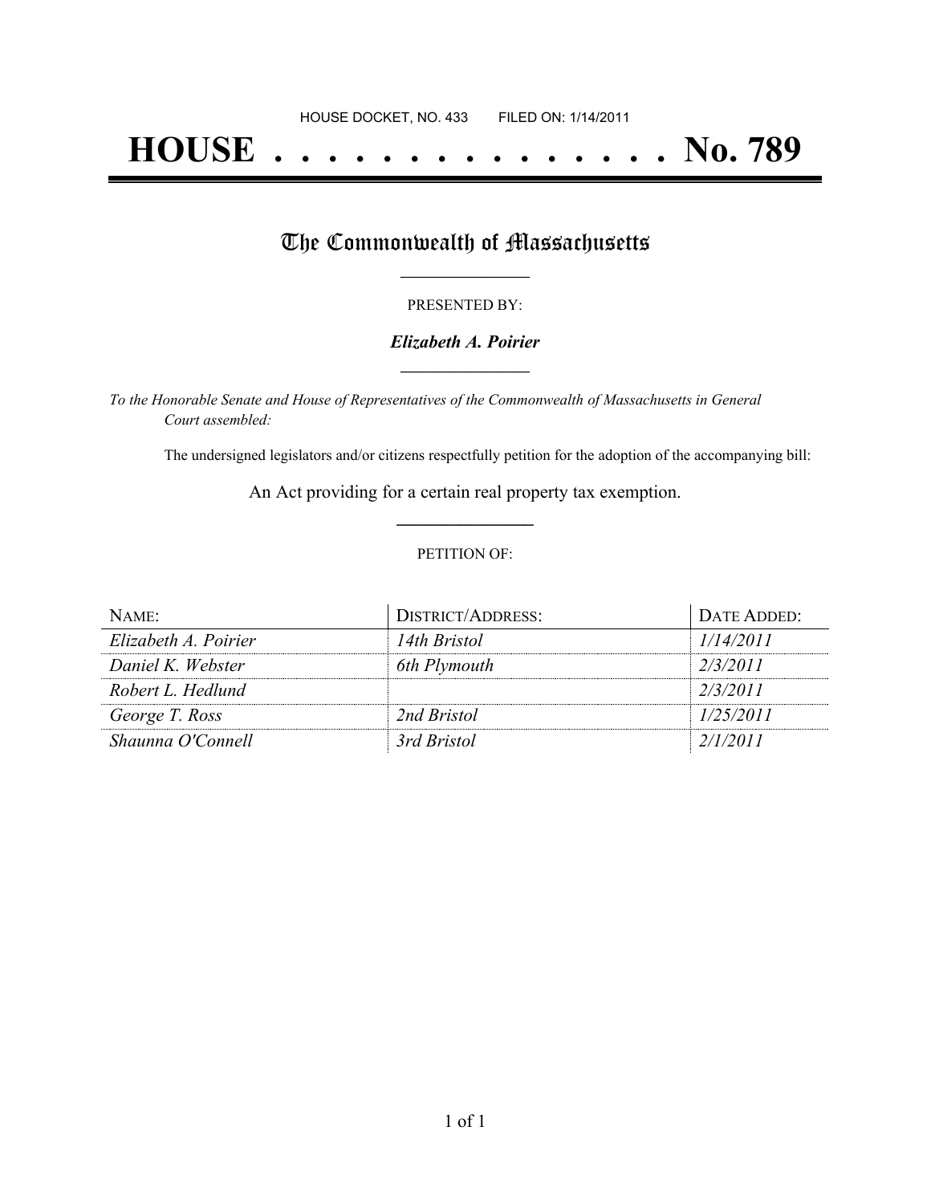HOUSE DOCKET, NO. 433 FILED ON: 1/14/2011

# HOUSE . . . . . . . . . . . . . . . No. 789

## The Commonwealth of Massachusetts

PRESENTED BY:

***Elizabeth A. Poirier***

*To the Honorable Senate and House of Representatives of the Commonwealth of Massachusetts in General Court assembled:*

The undersigned legislators and/or citizens respectfully petition for the adoption of the accompanying bill:

An Act providing for a certain real property tax exemption.

PETITION OF:

| NAME: | DISTRICT/ADDRESS: | DATE ADDED: |
| --- | --- | --- |
| *Elizabeth A. Poirier* | *14th Bristol* | *1/14/2011* |
| *Daniel K. Webster* | *6th Plymouth* | *2/3/2011* |
| *Robert L. Hedlund* | | *2/3/2011* |
| *George T. Ross* | *2nd Bristol* | *1/25/2011* |
| *Shaunna O'Connell* | *3rd Bristol* | *2/1/2011* |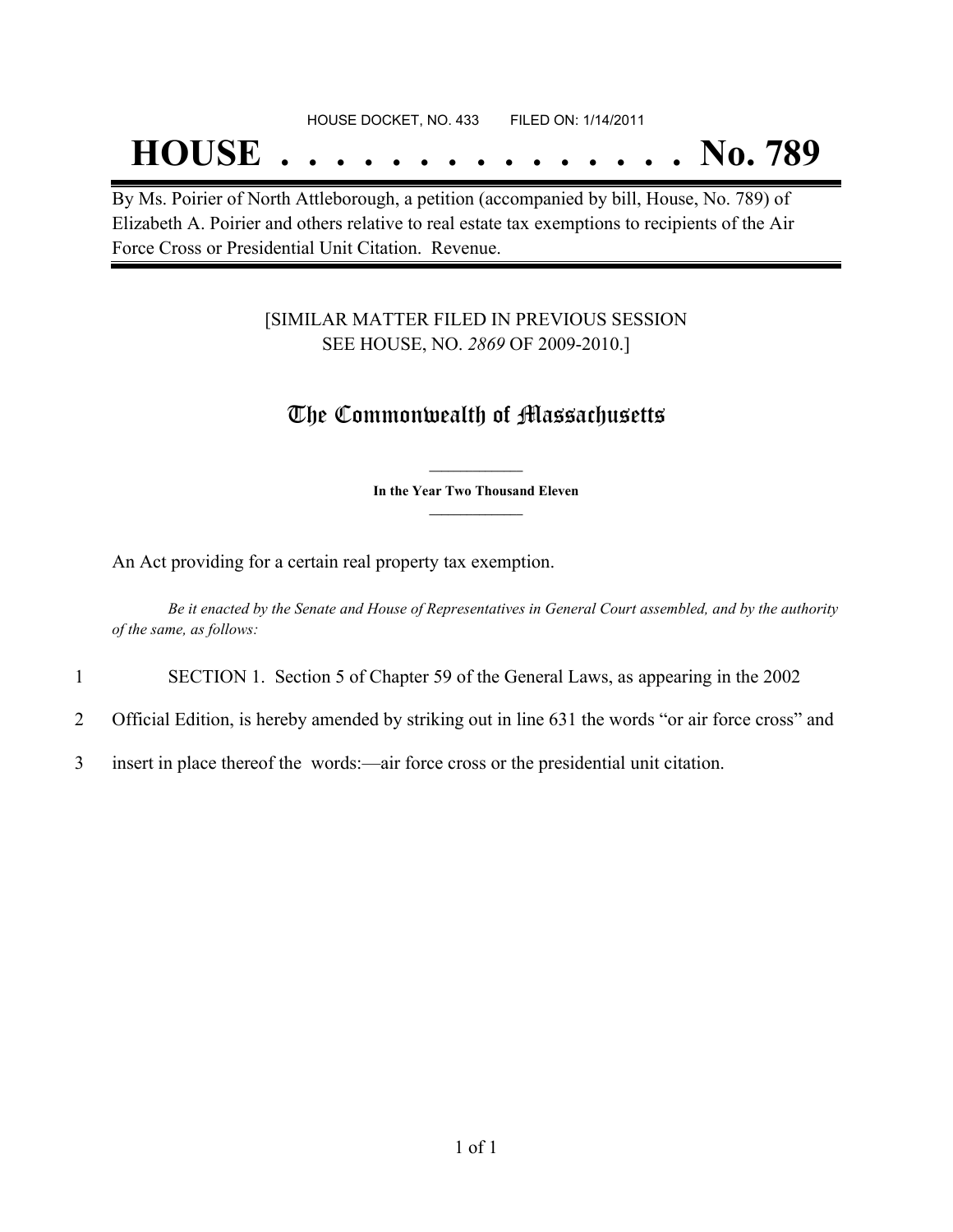HOUSE DOCKET, NO. 433 FILED ON: 1/14/2011

# HOUSE . . . . . . . . . . . . . . . No. 789

By Ms. Poirier of North Attleborough, a petition (accompanied by bill, House, No. 789) of Elizabeth A. Poirier and others relative to real estate tax exemptions to recipients of the Air Force Cross or Presidential Unit Citation. Revenue.

[SIMILAR MATTER FILED IN PREVIOUS SESSION
SEE HOUSE, NO. *2869* OF 2009-2010.]

## The Commonwealth of Massachusetts

**In the Year Two Thousand Eleven**

An Act providing for a certain real property tax exemption.

*Be it enacted by the Senate and House of Representatives in General Court assembled, and by the authority of the same, as follows:*

1 SECTION 1. Section 5 of Chapter 59 of the General Laws, as appearing in the 2002
2 Official Edition, is hereby amended by striking out in line 631 the words "or air force cross" and
3 insert in place thereof the words:—air force cross or the presidential unit citation.